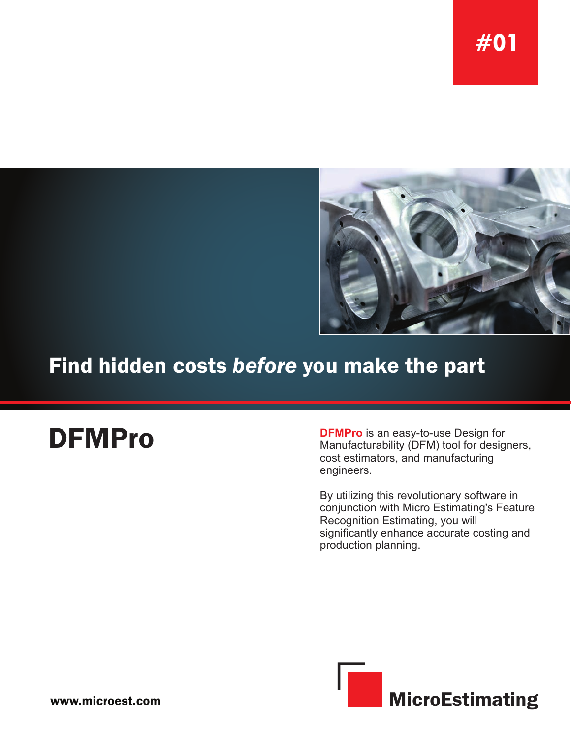#01

# Find hidden costs *before* you make the part

## DFMPro

**DFMPro** is an easy-to-use Design for Manufacturability (DFM) tool for designers, cost estimators, and manufacturing engineers.

By utilizing this revolutionary software in conjunction with Micro Estimating's Feature Recognition Estimating, you will significantly enhance accurate costing and production planning.

**www.microest.com**

**MicroEstimating**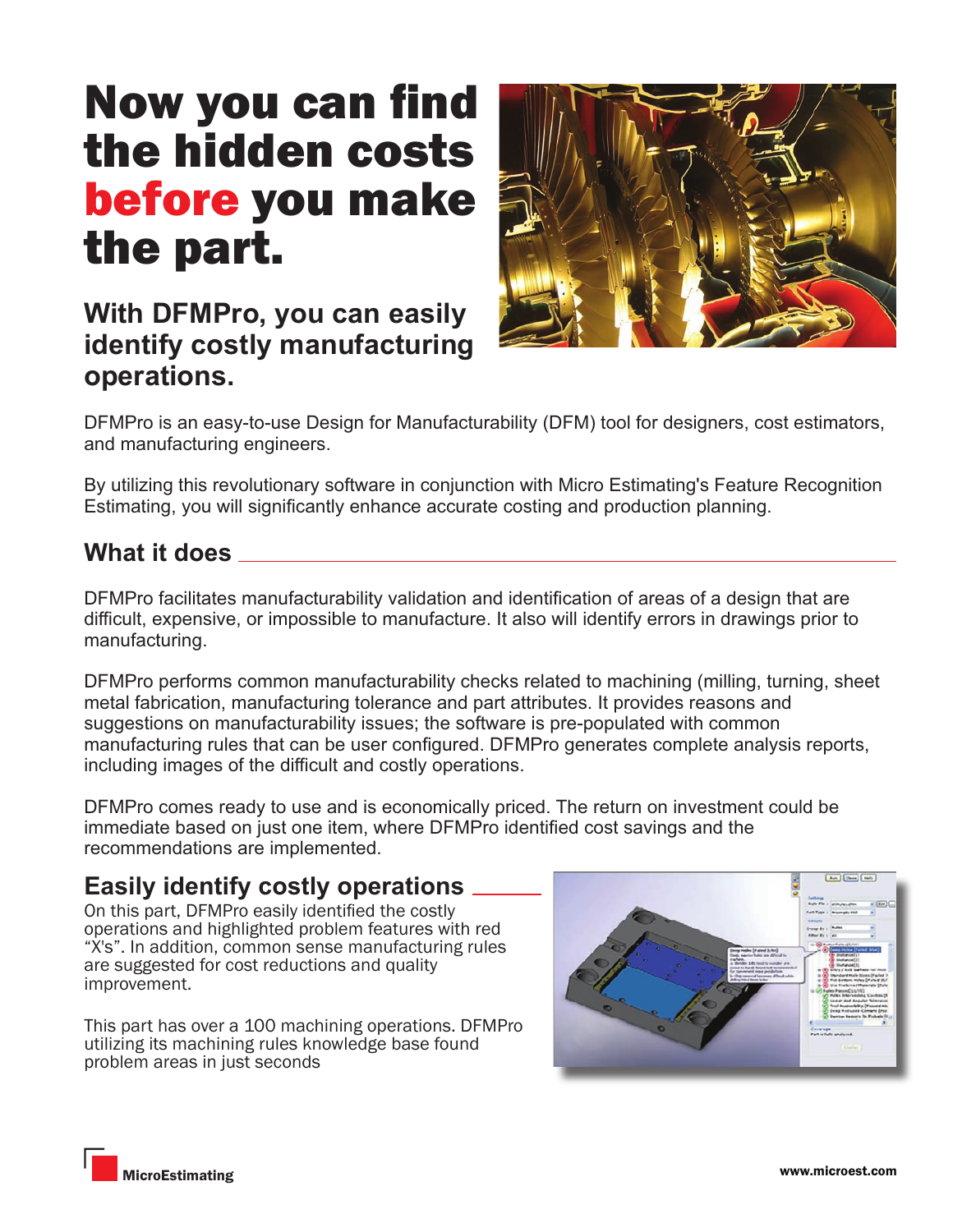# Now you can find the hidden costs before you make the part.

## With DFMPro, you can easily identify costly manufacturing operations.

DFMPro is an easy-to-use Design for Manufacturability (DFM) tool for designers, cost estimators, and manufacturing engineers.

By utilizing this revolutionary software in conjunction with Micro Estimating's Feature Recognition Estimating, you will significantly enhance accurate costing and production planning.

## What it does

DFMPro facilitates manufacturability validation and identification of areas of a design that are difficult, expensive, or impossible to manufacture. It also will identify errors in drawings prior to manufacturing.

DFMPro performs common manufacturability checks related to machining (milling, turning, sheet metal fabrication, manufacturing tolerance and part attributes. It provides reasons and suggestions on manufacturability issues; the software is pre-populated with common manufacturing rules that can be user configured. DFMPro generates complete analysis reports, including images of the difficult and costly operations.

DFMPro comes ready to use and is economically priced. The return on investment could be immediate based on just one item, where DFMPro identified cost savings and the recommendations are implemented.

## Easily identify costly operations

On this part, DFMPro easily identified the costly operations and highlighted problem features with red "X's". In addition, common sense manufacturing rules are suggested for cost reductions and quality improvement.

This part has over a 100 machining operations. DFMPro utilizing its machining rules knowledge base found problem areas in just seconds

MicroEstimating

www.microest.com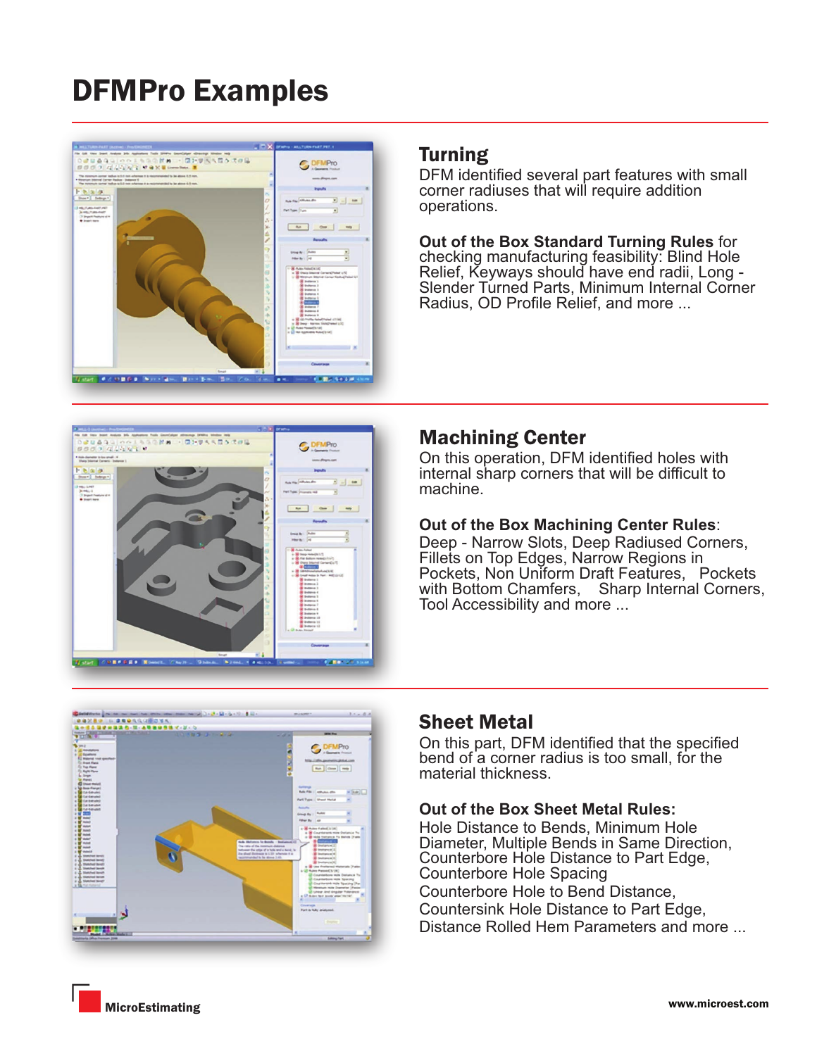# DFMPro Examples

## Turning

DFM identified several part features with small corner radiuses that will require addition operations.

**Out of the Box Standard Turning Rules** for checking manufacturing feasibility: Blind Hole Relief, Keyways should have end radii, Long - Slender Turned Parts, Minimum Internal Corner Radius, OD Profile Relief, and more ...

## Machining Center

On this operation, DFM identified holes with internal sharp corners that will be difficult to machine.

**Out of the Box Machining Center Rules**: Deep - Narrow Slots, Deep Radiused Corners, Fillets on Top Edges, Narrow Regions in Pockets, Non Uniform Draft Features, Pockets with Bottom Chamfers, Sharp Internal Corners, Tool Accessibility and more ...

## Sheet Metal

On this part, DFM identified that the specified bend of a corner radius is too small, for the material thickness.

**Out of the Box Sheet Metal Rules:**
Hole Distance to Bends, Minimum Hole Diameter, Multiple Bends in Same Direction, Counterbore Hole Distance to Part Edge, Counterbore Hole Spacing
Counterbore Hole to Bend Distance, Countersink Hole Distance to Part Edge, Distance Rolled Hem Parameters and more ...

MicroEstimating

www.microest.com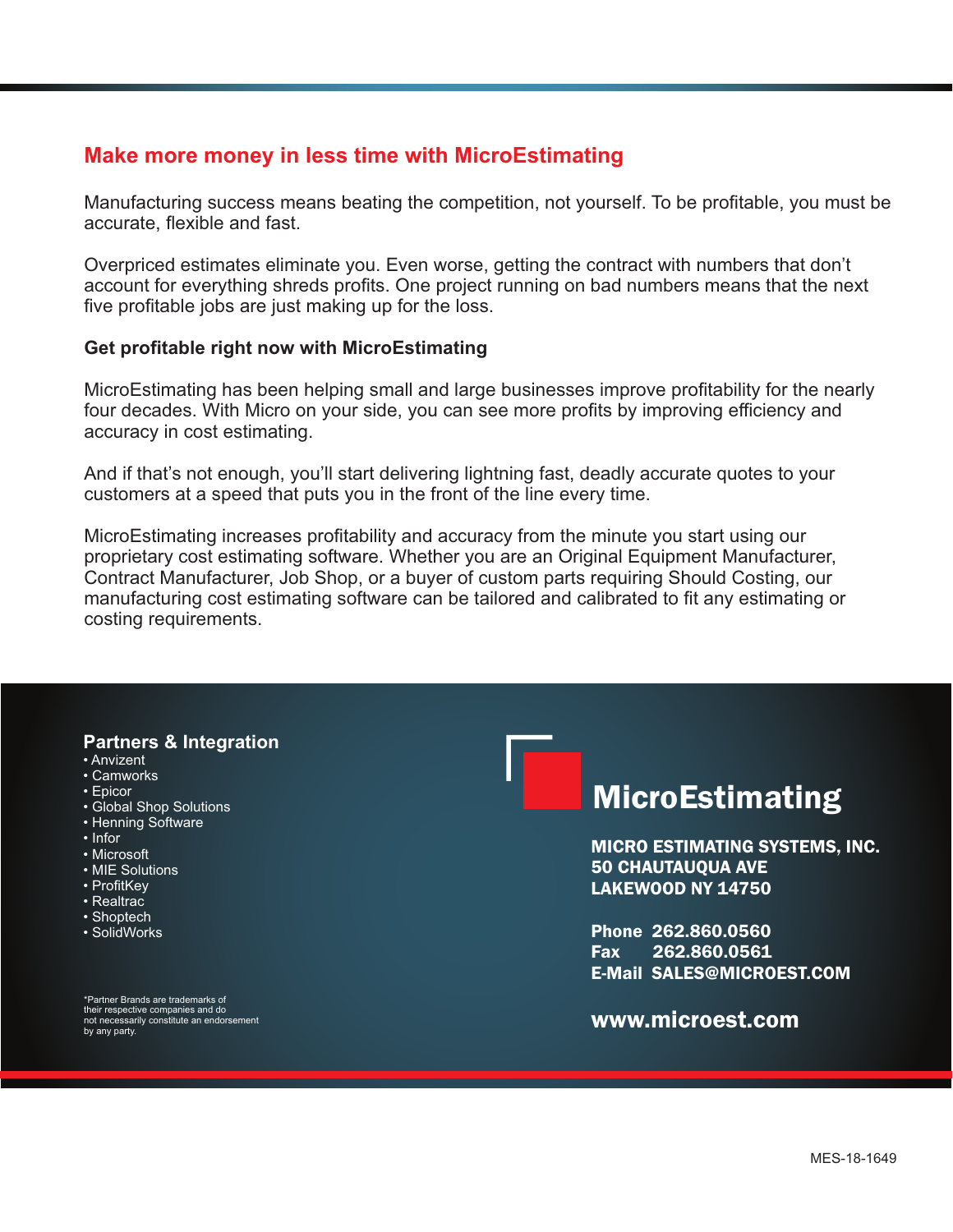## Make more money in less time with MicroEstimating

Manufacturing success means beating the competition, not yourself. To be profitable, you must be accurate, flexible and fast.

Overpriced estimates eliminate you. Even worse, getting the contract with numbers that don't account for everything shreds profits. One project running on bad numbers means that the next five profitable jobs are just making up for the loss.

### Get profitable right now with MicroEstimating

MicroEstimating has been helping small and large businesses improve profitability for the nearly four decades. With Micro on your side, you can see more profits by improving efficiency and accuracy in cost estimating.

And if that's not enough, you'll start delivering lightning fast, deadly accurate quotes to your customers at a speed that puts you in the front of the line every time.

MicroEstimating increases profitability and accuracy from the minute you start using our proprietary cost estimating software. Whether you are an Original Equipment Manufacturer, Contract Manufacturer, Job Shop, or a buyer of custom parts requiring Should Costing, our manufacturing cost estimating software can be tailored and calibrated to fit any estimating or costing requirements.

### Partners & Integration

- Anvizent
- Camworks
- Epicor
- Global Shop Solutions
- Henning Software
- Infor
- Microsoft
- MIE Solutions
- ProfitKey
- Realtrac
- Shoptech
- SolidWorks

*Partner Brands are trademarks of their respective companies and do not necessarily constitute an endorsement by any party.

## MicroEstimating

**MICRO ESTIMATING SYSTEMS, INC.**
**50 CHAUTAUQUA AVE**
**LAKEWOOD NY 14750**

**Phone** 262.860.0560
**Fax** 262.860.0561
**E-Mail** SALES@MICROEST.COM

**www.microest.com**

MES-18-1649